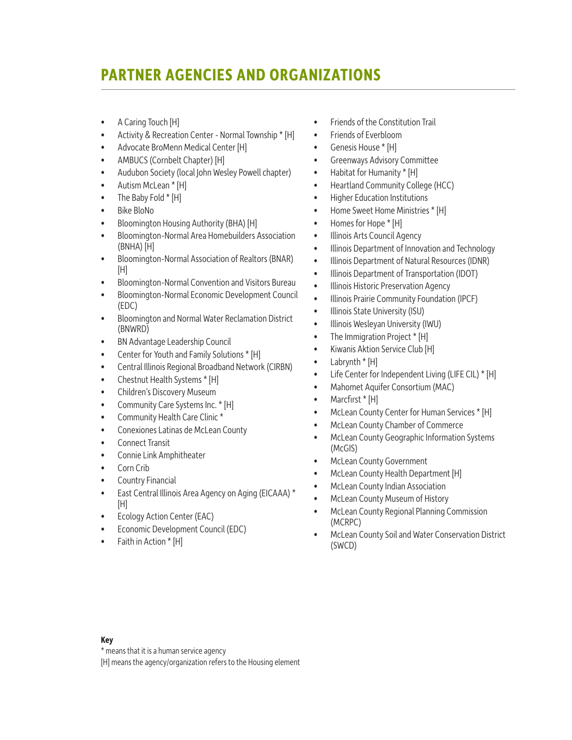# PARTNER AGENCIES AND ORGANIZATIONS

- A Caring Touch [H]
- Activity & Recreation Center - Normal Township * [H]
- Advocate BroMenn Medical Center [H]
- AMBUCS (Cornbelt Chapter) [H]
- Audubon Society (local John Wesley Powell chapter)
- Autism McLean * [H]
- The Baby Fold * [H]
- Bike BloNo
- Bloomington Housing Authority (BHA) [H]
- Bloomington-Normal Area Homebuilders Association (BNHA) [H]
- Bloomington-Normal Association of Realtors (BNAR) [H]
- Bloomington-Normal Convention and Visitors Bureau
- Bloomington-Normal Economic Development Council (EDC)
- Bloomington and Normal Water Reclamation District (BNWRD)
- BN Advantage Leadership Council
- Center for Youth and Family Solutions * [H]
- Central Illinois Regional Broadband Network (CIRBN)
- Chestnut Health Systems * [H]
- Children's Discovery Museum
- Community Care Systems Inc. * [H]
- Community Health Care Clinic *
- Conexiones Latinas de McLean County
- Connect Transit
- Connie Link Amphitheater
- Corn Crib
- Country Financial
- East Central Illinois Area Agency on Aging (EICAAA) * [H]
- Ecology Action Center (EAC)
- Economic Development Council (EDC)
- Faith in Action * [H]
- Friends of the Constitution Trail
- Friends of Everbloom
- Genesis House * [H]
- Greenways Advisory Committee
- Habitat for Humanity * [H]
- Heartland Community College (HCC)
- Higher Education Institutions
- Home Sweet Home Ministries * [H]
- Homes for Hope * [H]
- Illinois Arts Council Agency
- Illinois Department of Innovation and Technology
- Illinois Department of Natural Resources (IDNR)
- Illinois Department of Transportation (IDOT)
- Illinois Historic Preservation Agency
- Illinois Prairie Community Foundation (IPCF)
- Illinois State University (ISU)
- Illinois Wesleyan University (IWU)
- The Immigration Project * [H]
- Kiwanis Aktion Service Club [H]
- Labrynth * [H]
- Life Center for Independent Living (LIFE CIL) * [H]
- Mahomet Aquifer Consortium (MAC)
- Marcfirst * [H]
- McLean County Center for Human Services * [H]
- McLean County Chamber of Commerce
- McLean County Geographic Information Systems (McGIS)
- McLean County Government
- McLean County Health Department [H]
- McLean County Indian Association
- McLean County Museum of History
- McLean County Regional Planning Commission (MCRPC)
- McLean County Soil and Water Conservation District (SWCD)

**Key**

* means that it is a human service agency

[H] means the agency/organization refers to the Housing element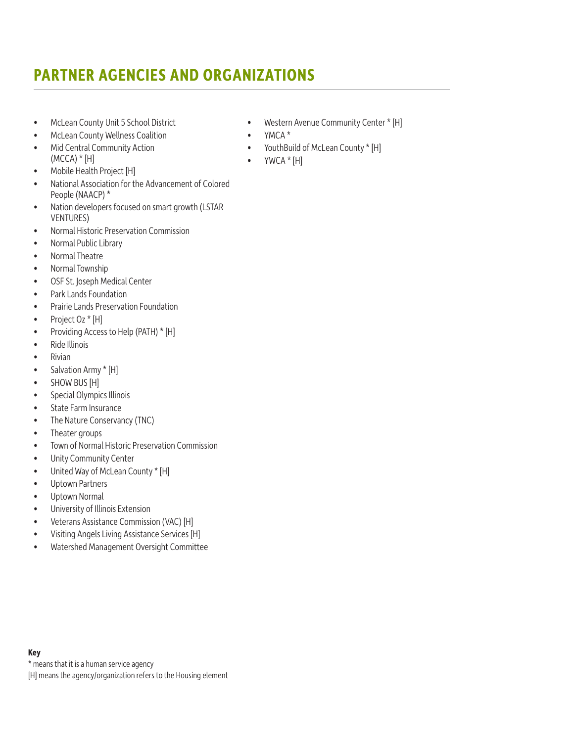## PARTNER AGENCIES AND ORGANIZATIONS

- McLean County Unit 5 School District
- McLean County Wellness Coalition
- Mid Central Community Action (MCCA) * [H]
- Mobile Health Project [H]
- National Association for the Advancement of Colored People (NAACP) *
- Nation developers focused on smart growth (LSTAR VENTURES)
- Normal Historic Preservation Commission
- Normal Public Library
- Normal Theatre
- Normal Township
- OSF St. Joseph Medical Center
- Park Lands Foundation
- Prairie Lands Preservation Foundation
- Project Oz * [H]
- Providing Access to Help (PATH) * [H]
- Ride Illinois
- Rivian
- Salvation Army * [H]
- SHOW BUS [H]
- Special Olympics Illinois
- State Farm Insurance
- The Nature Conservancy (TNC)
- Theater groups
- Town of Normal Historic Preservation Commission
- Unity Community Center
- United Way of McLean County * [H]
- Uptown Partners
- Uptown Normal
- University of Illinois Extension
- Veterans Assistance Commission (VAC) [H]
- Visiting Angels Living Assistance Services [H]
- Watershed Management Oversight Committee
- Western Avenue Community Center * [H]
- YMCA *
- YouthBuild of McLean County * [H]
- YWCA * [H]

**Key**

* means that it is a human service agency

[H] means the agency/organization refers to the Housing element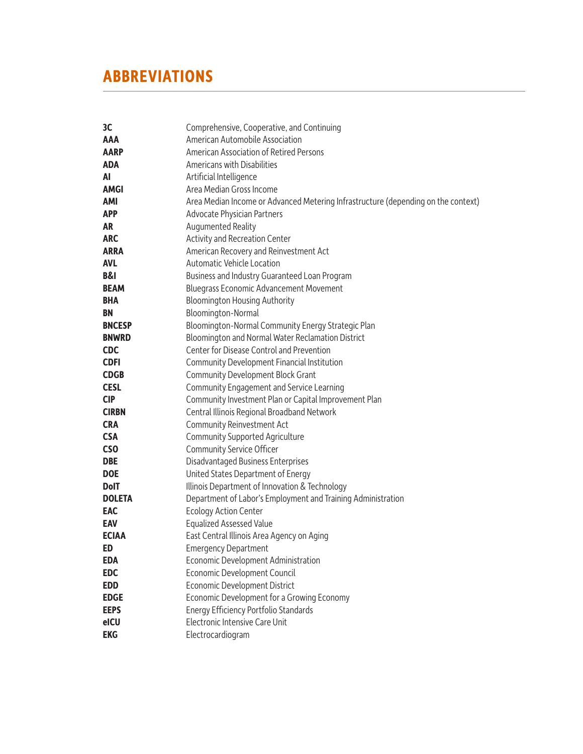## ABBREVIATIONS

| | |
|---|---|
| **3C** | Comprehensive, Cooperative, and Continuing |
| **AAA** | American Automobile Association |
| **AARP** | American Association of Retired Persons |
| **ADA** | Americans with Disabilities |
| **AI** | Artificial Intelligence |
| **AMGI** | Area Median Gross Income |
| **AMI** | Area Median Income or Advanced Metering Infrastructure (depending on the context) |
| **APP** | Advocate Physician Partners |
| **AR** | Augumented Reality |
| **ARC** | Activity and Recreation Center |
| **ARRA** | American Recovery and Reinvestment Act |
| **AVL** | Automatic Vehicle Location |
| **B&I** | Business and Industry Guaranteed Loan Program |
| **BEAM** | Bluegrass Economic Advancement Movement |
| **BHA** | Bloomington Housing Authority |
| **BN** | Bloomington-Normal |
| **BNCESP** | Bloomington-Normal Community Energy Strategic Plan |
| **BNWRD** | Bloomington and Normal Water Reclamation District |
| **CDC** | Center for Disease Control and Prevention |
| **CDFI** | Community Development Financial Institution |
| **CDGB** | Community Development Block Grant |
| **CESL** | Community Engagement and Service Learning |
| **CIP** | Community Investment Plan or Capital Improvement Plan |
| **CIRBN** | Central Illinois Regional Broadband Network |
| **CRA** | Community Reinvestment Act |
| **CSA** | Community Supported Agriculture |
| **CSO** | Community Service Officer |
| **DBE** | Disadvantaged Business Enterprises |
| **DOE** | United States Department of Energy |
| **DoIT** | Illinois Department of Innovation & Technology |
| **DOLETA** | Department of Labor's Employment and Training Administration |
| **EAC** | Ecology Action Center |
| **EAV** | Equalized Assessed Value |
| **ECIAA** | East Central Illinois Area Agency on Aging |
| **ED** | Emergency Department |
| **EDA** | Economic Development Administration |
| **EDC** | Economic Development Council |
| **EDD** | Economic Development District |
| **EDGE** | Economic Development for a Growing Economy |
| **EEPS** | Energy Efficiency Portfolio Standards |
| **eICU** | Electronic Intensive Care Unit |
| **EKG** | Electrocardiogram |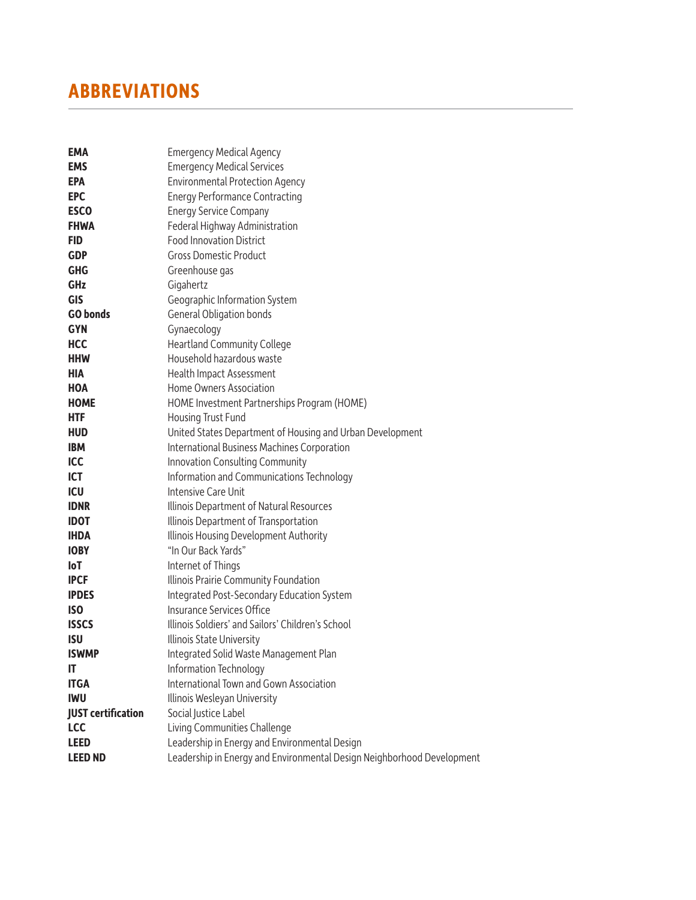# ABBREVIATIONS

| | |
|---|---|
| **EMA** | Emergency Medical Agency |
| **EMS** | Emergency Medical Services |
| **EPA** | Environmental Protection Agency |
| **EPC** | Energy Performance Contracting |
| **ESCO** | Energy Service Company |
| **FHWA** | Federal Highway Administration |
| **FID** | Food Innovation District |
| **GDP** | Gross Domestic Product |
| **GHG** | Greenhouse gas |
| **GHz** | Gigahertz |
| **GIS** | Geographic Information System |
| **GO bonds** | General Obligation bonds |
| **GYN** | Gynaecology |
| **HCC** | Heartland Community College |
| **HHW** | Household hazardous waste |
| **HIA** | Health Impact Assessment |
| **HOA** | Home Owners Association |
| **HOME** | HOME Investment Partnerships Program (HOME) |
| **HTF** | Housing Trust Fund |
| **HUD** | United States Department of Housing and Urban Development |
| **IBM** | International Business Machines Corporation |
| **ICC** | Innovation Consulting Community |
| **ICT** | Information and Communications Technology |
| **ICU** | Intensive Care Unit |
| **IDNR** | Illinois Department of Natural Resources |
| **IDOT** | Illinois Department of Transportation |
| **IHDA** | Illinois Housing Development Authority |
| **IOBY** | "In Our Back Yards" |
| **IoT** | Internet of Things |
| **IPCF** | Illinois Prairie Community Foundation |
| **IPDES** | Integrated Post-Secondary Education System |
| **ISO** | Insurance Services Office |
| **ISSCS** | Illinois Soldiers' and Sailors' Children's School |
| **ISU** | Illinois State University |
| **ISWMP** | Integrated Solid Waste Management Plan |
| **IT** | Information Technology |
| **ITGA** | International Town and Gown Association |
| **IWU** | Illinois Wesleyan University |
| **JUST certification** | Social Justice Label |
| **LCC** | Living Communities Challenge |
| **LEED** | Leadership in Energy and Environmental Design |
| **LEED ND** | Leadership in Energy and Environmental Design Neighborhood Development |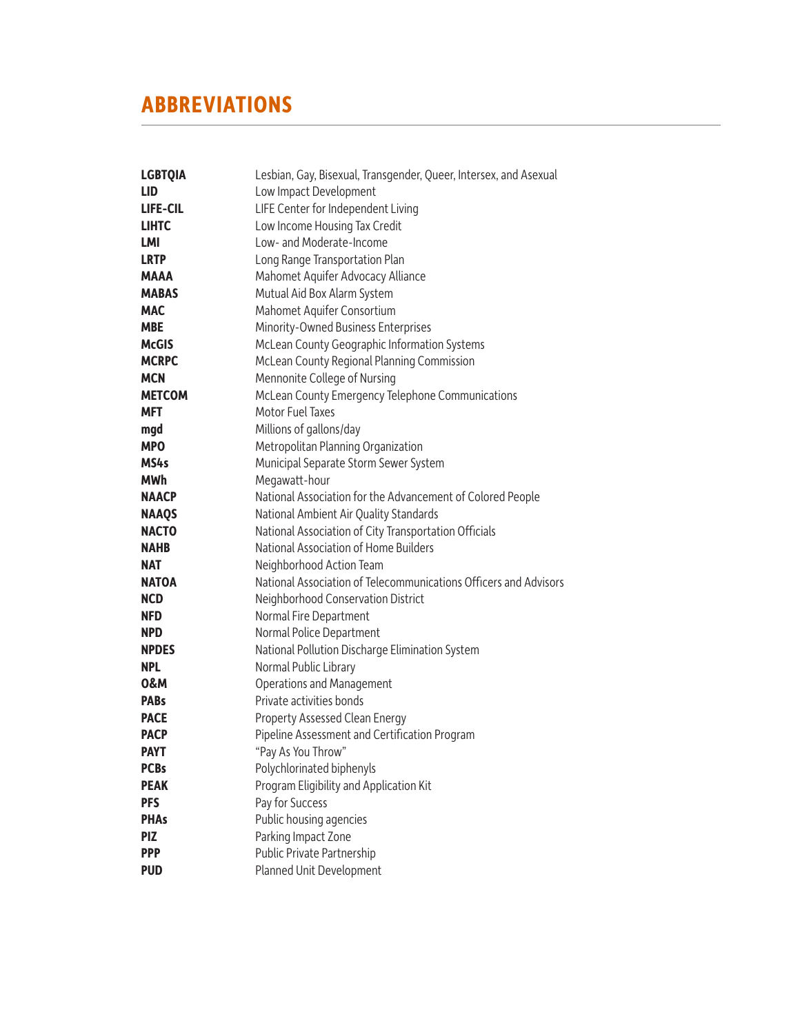## ABBREVIATIONS

| | |
|---|---|
| **LGBTQIA** | Lesbian, Gay, Bisexual, Transgender, Queer, Intersex, and Asexual |
| **LID** | Low Impact Development |
| **LIFE-CIL** | LIFE Center for Independent Living |
| **LIHTC** | Low Income Housing Tax Credit |
| **LMI** | Low- and Moderate-Income |
| **LRTP** | Long Range Transportation Plan |
| **MAAA** | Mahomet Aquifer Advocacy Alliance |
| **MABAS** | Mutual Aid Box Alarm System |
| **MAC** | Mahomet Aquifer Consortium |
| **MBE** | Minority-Owned Business Enterprises |
| **McGIS** | McLean County Geographic Information Systems |
| **MCRPC** | McLean County Regional Planning Commission |
| **MCN** | Mennonite College of Nursing |
| **METCOM** | McLean County Emergency Telephone Communications |
| **MFT** | Motor Fuel Taxes |
| **mgd** | Millions of gallons/day |
| **MPO** | Metropolitan Planning Organization |
| **MS4s** | Municipal Separate Storm Sewer System |
| **MWh** | Megawatt-hour |
| **NAACP** | National Association for the Advancement of Colored People |
| **NAAQS** | National Ambient Air Quality Standards |
| **NACTO** | National Association of City Transportation Officials |
| **NAHB** | National Association of Home Builders |
| **NAT** | Neighborhood Action Team |
| **NATOA** | National Association of Telecommunications Officers and Advisors |
| **NCD** | Neighborhood Conservation District |
| **NFD** | Normal Fire Department |
| **NPD** | Normal Police Department |
| **NPDES** | National Pollution Discharge Elimination System |
| **NPL** | Normal Public Library |
| **O&M** | Operations and Management |
| **PABs** | Private activities bonds |
| **PACE** | Property Assessed Clean Energy |
| **PACP** | Pipeline Assessment and Certification Program |
| **PAYT** | "Pay As You Throw" |
| **PCBs** | Polychlorinated biphenyls |
| **PEAK** | Program Eligibility and Application Kit |
| **PFS** | Pay for Success |
| **PHAs** | Public housing agencies |
| **PIZ** | Parking Impact Zone |
| **PPP** | Public Private Partnership |
| **PUD** | Planned Unit Development |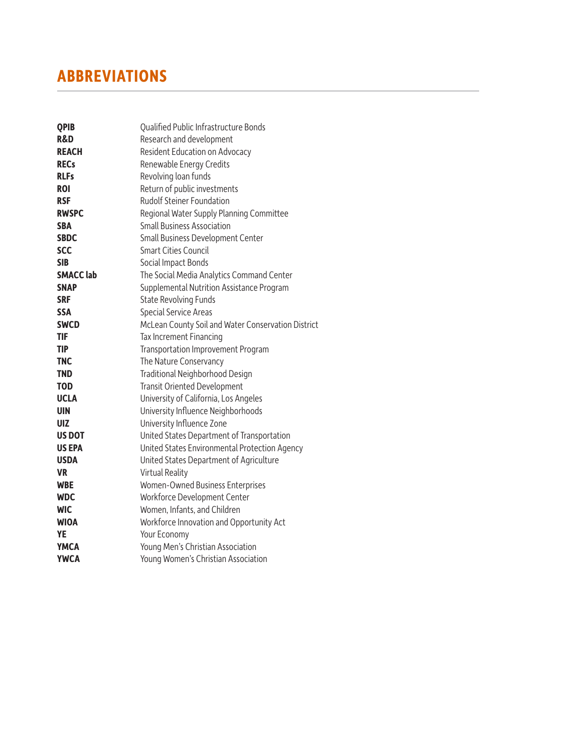## ABBREVIATIONS

| | |
|---|---|
| **QPIB** | Qualified Public Infrastructure Bonds |
| **R&D** | Research and development |
| **REACH** | Resident Education on Advocacy |
| **RECs** | Renewable Energy Credits |
| **RLFs** | Revolving loan funds |
| **ROI** | Return of public investments |
| **RSF** | Rudolf Steiner Foundation |
| **RWSPC** | Regional Water Supply Planning Committee |
| **SBA** | Small Business Association |
| **SBDC** | Small Business Development Center |
| **SCC** | Smart Cities Council |
| **SIB** | Social Impact Bonds |
| **SMACC lab** | The Social Media Analytics Command Center |
| **SNAP** | Supplemental Nutrition Assistance Program |
| **SRF** | State Revolving Funds |
| **SSA** | Special Service Areas |
| **SWCD** | McLean County Soil and Water Conservation District |
| **TIF** | Tax Increment Financing |
| **TIP** | Transportation Improvement Program |
| **TNC** | The Nature Conservancy |
| **TND** | Traditional Neighborhood Design |
| **TOD** | Transit Oriented Development |
| **UCLA** | University of California, Los Angeles |
| **UIN** | University Influence Neighborhoods |
| **UIZ** | University Influence Zone |
| **US DOT** | United States Department of Transportation |
| **US EPA** | United States Environmental Protection Agency |
| **USDA** | United States Department of Agriculture |
| **VR** | Virtual Reality |
| **WBE** | Women-Owned Business Enterprises |
| **WDC** | Workforce Development Center |
| **WIC** | Women, Infants, and Children |
| **WIOA** | Workforce Innovation and Opportunity Act |
| **YE** | Your Economy |
| **YMCA** | Young Men's Christian Association |
| **YWCA** | Young Women's Christian Association |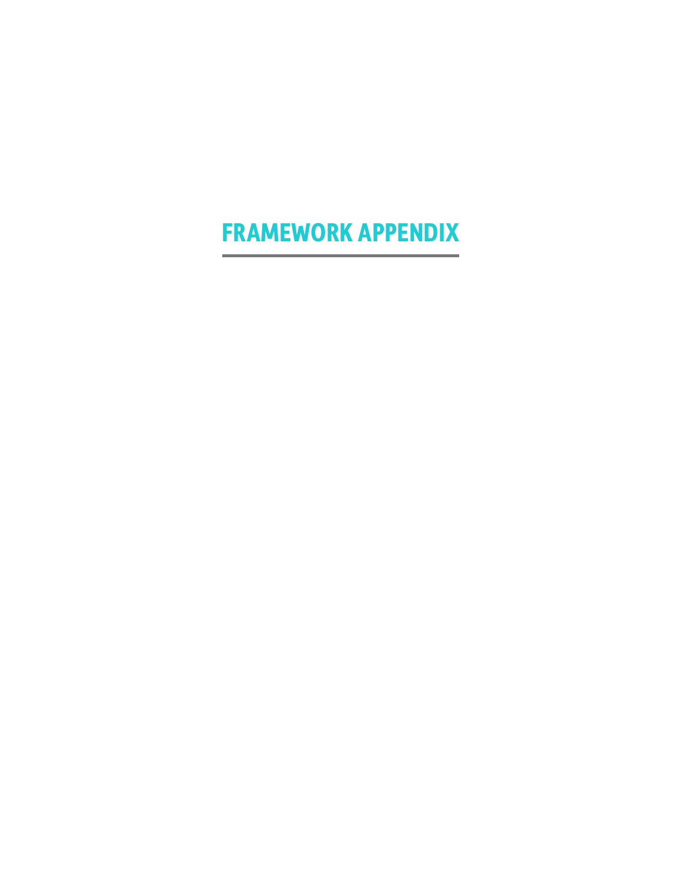# FRAMEWORK APPENDIX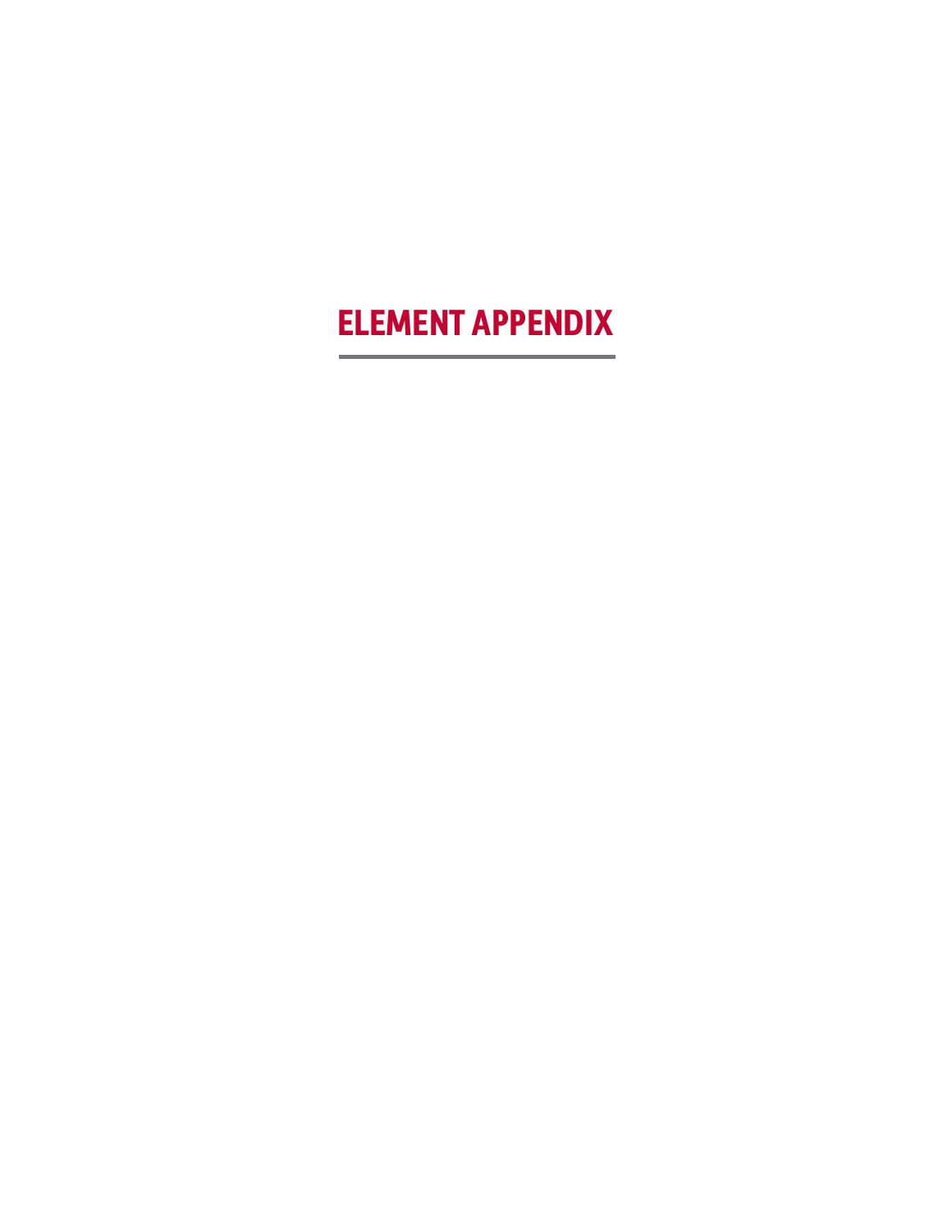# ELEMENT APPENDIX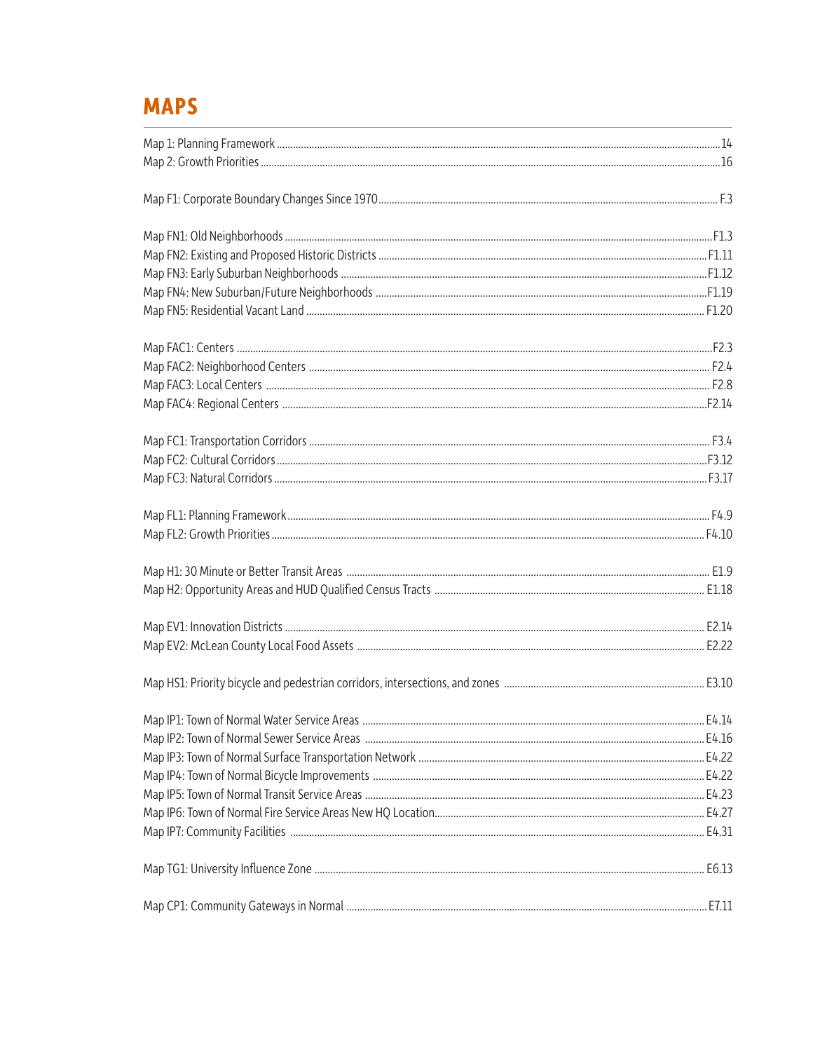## MAPS

Map 1: Planning Framework ..... 14
Map 2: Growth Priorities ..... 16

Map F1: Corporate Boundary Changes Since 1970 ..... F.3

Map FN1: Old Neighborhoods ..... F1.3
Map FN2: Existing and Proposed Historic Districts ..... F1.11
Map FN3: Early Suburban Neighborhoods ..... F1.12
Map FN4: New Suburban/Future Neighborhoods ..... F1.19
Map FN5: Residential Vacant Land ..... F1.20

Map FAC1: Centers ..... F2.3
Map FAC2: Neighborhood Centers ..... F2.4
Map FAC3: Local Centers ..... F2.8
Map FAC4: Regional Centers ..... F2.14

Map FC1: Transportation Corridors ..... F3.4
Map FC2: Cultural Corridors ..... F3.12
Map FC3: Natural Corridors ..... F3.17

Map FL1: Planning Framework ..... F4.9
Map FL2: Growth Priorities ..... F4.10

Map H1: 30 Minute or Better Transit Areas ..... E1.9
Map H2: Opportunity Areas and HUD Qualified Census Tracts ..... E1.18

Map EV1: Innovation Districts ..... E2.14
Map EV2: McLean County Local Food Assets ..... E2.22

Map HS1: Priority bicycle and pedestrian corridors, intersections, and zones ..... E3.10

Map IP1: Town of Normal Water Service Areas ..... E4.14
Map IP2: Town of Normal Sewer Service Areas ..... E4.16
Map IP3: Town of Normal Surface Transportation Network ..... E4.22
Map IP4: Town of Normal Bicycle Improvements ..... E4.22
Map IP5: Town of Normal Transit Service Areas ..... E4.23
Map IP6: Town of Normal Fire Service Areas New HQ Location ..... E4.27
Map IP7: Community Facilities ..... E4.31

Map TG1: University Influence Zone ..... E6.13

Map CP1: Community Gateways in Normal ..... E7.11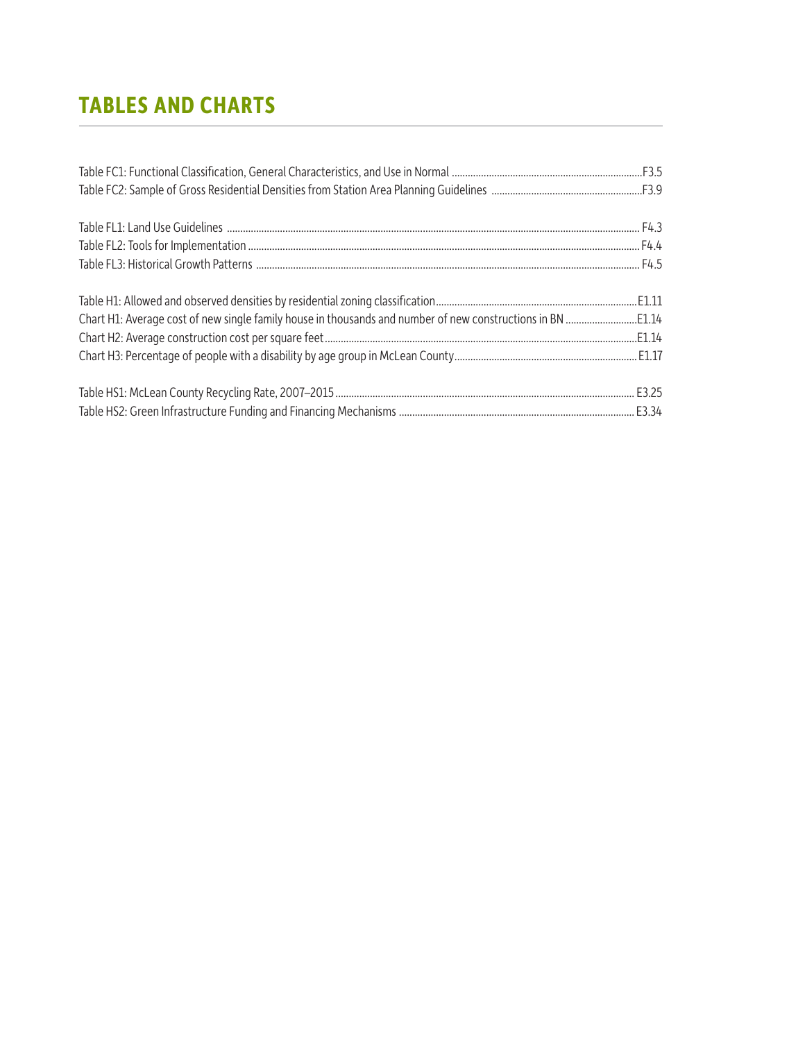# TABLES AND CHARTS

Table FC1: Functional Classification, General Characteristics, and Use in Normal ........ F3.5
Table FC2: Sample of Gross Residential Densities from Station Area Planning Guidelines ........ F3.9

Table FL1: Land Use Guidelines ........ F4.3
Table FL2: Tools for Implementation ........ F4.4
Table FL3: Historical Growth Patterns ........ F4.5

Table H1: Allowed and observed densities by residential zoning classification ........ E1.11
Chart H1: Average cost of new single family house in thousands and number of new constructions in BN ........ E1.14
Chart H2: Average construction cost per square feet ........ E1.14
Chart H3: Percentage of people with a disability by age group in McLean County ........ E1.17

Table HS1: McLean County Recycling Rate, 2007–2015 ........ E3.25
Table HS2: Green Infrastructure Funding and Financing Mechanisms ........ E3.34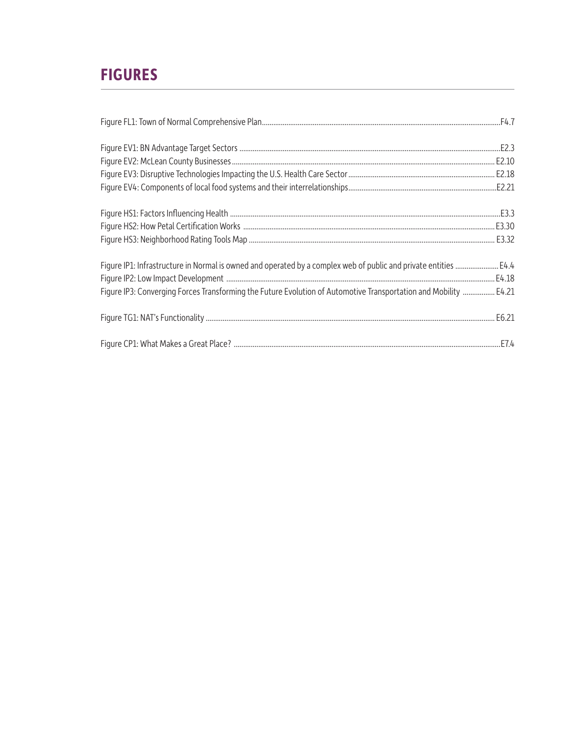# FIGURES

Figure FL1: Town of Normal Comprehensive Plan ..................................................F4.7

Figure EV1: BN Advantage Target Sectors ..................................................E2.3
Figure EV2: McLean County Businesses ..................................................E2.10
Figure EV3: Disruptive Technologies Impacting the U.S. Health Care Sector ..................................................E2.18
Figure EV4: Components of local food systems and their interrelationships..................................................E2.21

Figure HS1: Factors Influencing Health ..................................................E3.3
Figure HS2: How Petal Certification Works ..................................................E3.30
Figure HS3: Neighborhood Rating Tools Map ..................................................E3.32

Figure IP1: Infrastructure in Normal is owned and operated by a complex web of public and private entities ..................................................E4.4
Figure IP2: Low Impact Development ..................................................E4.18
Figure IP3: Converging Forces Transforming the Future Evolution of Automotive Transportation and Mobility ..................................................E4.21

Figure TG1: NAT's Functionality ..................................................E6.21

Figure CP1: What Makes a Great Place? ..................................................E7.4